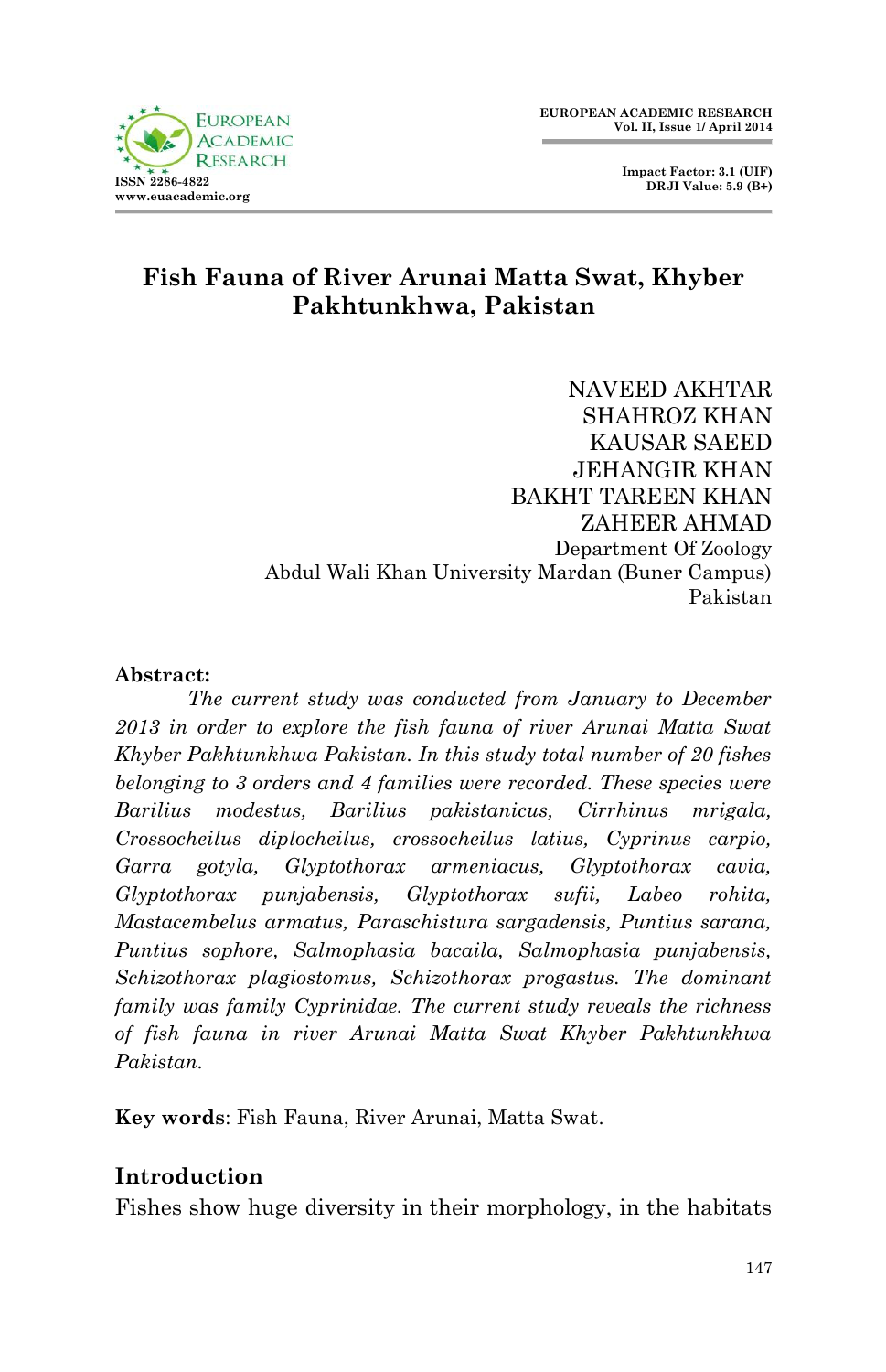# Fish Fauna of River Arunai Matta Swat, Khyber Pakhtunkhwa, Pakistan

NAVEED AKHTAR
SHAHROZ KHAN
KAUSAR SAEED
JEHANGIR KHAN
BAKHT TAREEN KHAN
ZAHEER AHMAD
Department Of Zoology
Abdul Wali Khan University Mardan (Buner Campus)
Pakistan

**Abstract:**

*The current study was conducted from January to December 2013 in order to explore the fish fauna of river Arunai Matta Swat Khyber Pakhtunkhwa Pakistan. In this study total number of 20 fishes belonging to 3 orders and 4 families were recorded. These species were Barilius modestus, Barilius pakistanicus, Cirrhinus mrigala, Crossocheilus diplocheilus, crossocheilus latius, Cyprinus carpio, Garra gotyla, Glyptothorax armeniacus, Glyptothorax cavia, Glyptothorax punjabensis, Glyptothorax sufii, Labeo rohita, Mastacembelus armatus, Paraschistura sargadensis, Puntius sarana, Puntius sophore, Salmophasia bacaila, Salmophasia punjabensis, Schizothorax plagiostomus, Schizothorax progastus. The dominant family was family Cyprinidae. The current study reveals the richness of fish fauna in river Arunai Matta Swat Khyber Pakhtunkhwa Pakistan.*

**Key words**: Fish Fauna, River Arunai, Matta Swat.

## Introduction

Fishes show huge diversity in their morphology, in the habitats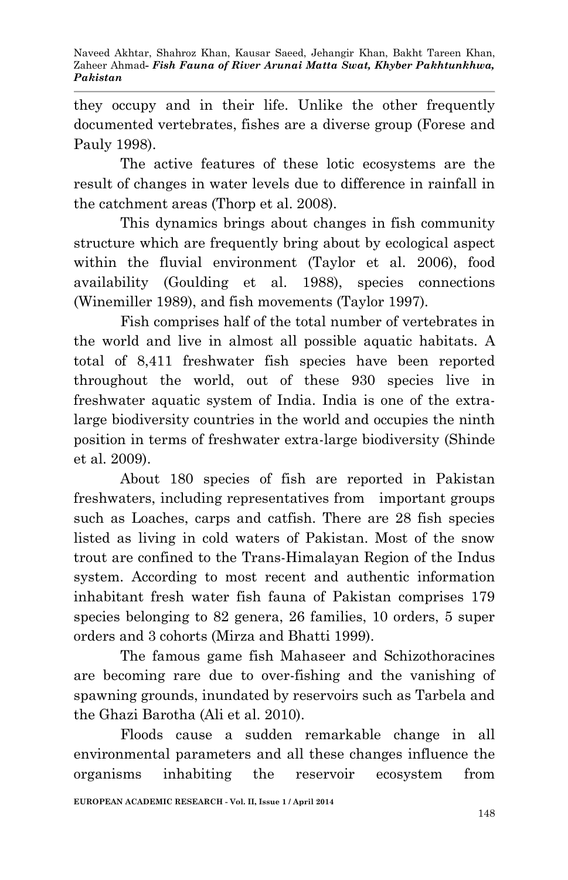they occupy and in their life. Unlike the other frequently documented vertebrates, fishes are a diverse group (Forese and Pauly 1998).

The active features of these lotic ecosystems are the result of changes in water levels due to difference in rainfall in the catchment areas (Thorp et al. 2008).

This dynamics brings about changes in fish community structure which are frequently bring about by ecological aspect within the fluvial environment (Taylor et al. 2006), food availability (Goulding et al. 1988), species connections (Winemiller 1989), and fish movements (Taylor 1997).

Fish comprises half of the total number of vertebrates in the world and live in almost all possible aquatic habitats. A total of 8,411 freshwater fish species have been reported throughout the world, out of these 930 species live in freshwater aquatic system of India. India is one of the extra-large biodiversity countries in the world and occupies the ninth position in terms of freshwater extra-large biodiversity (Shinde et al. 2009).

About 180 species of fish are reported in Pakistan freshwaters, including representatives from important groups such as Loaches, carps and catfish. There are 28 fish species listed as living in cold waters of Pakistan. Most of the snow trout are confined to the Trans-Himalayan Region of the Indus system. According to most recent and authentic information inhabitant fresh water fish fauna of Pakistan comprises 179 species belonging to 82 genera, 26 families, 10 orders, 5 super orders and 3 cohorts (Mirza and Bhatti 1999).

The famous game fish Mahaseer and Schizothoracines are becoming rare due to over-fishing and the vanishing of spawning grounds, inundated by reservoirs such as Tarbela and the Ghazi Barotha (Ali et al. 2010).

Floods cause a sudden remarkable change in all environmental parameters and all these changes influence the organisms inhabiting the reservoir ecosystem from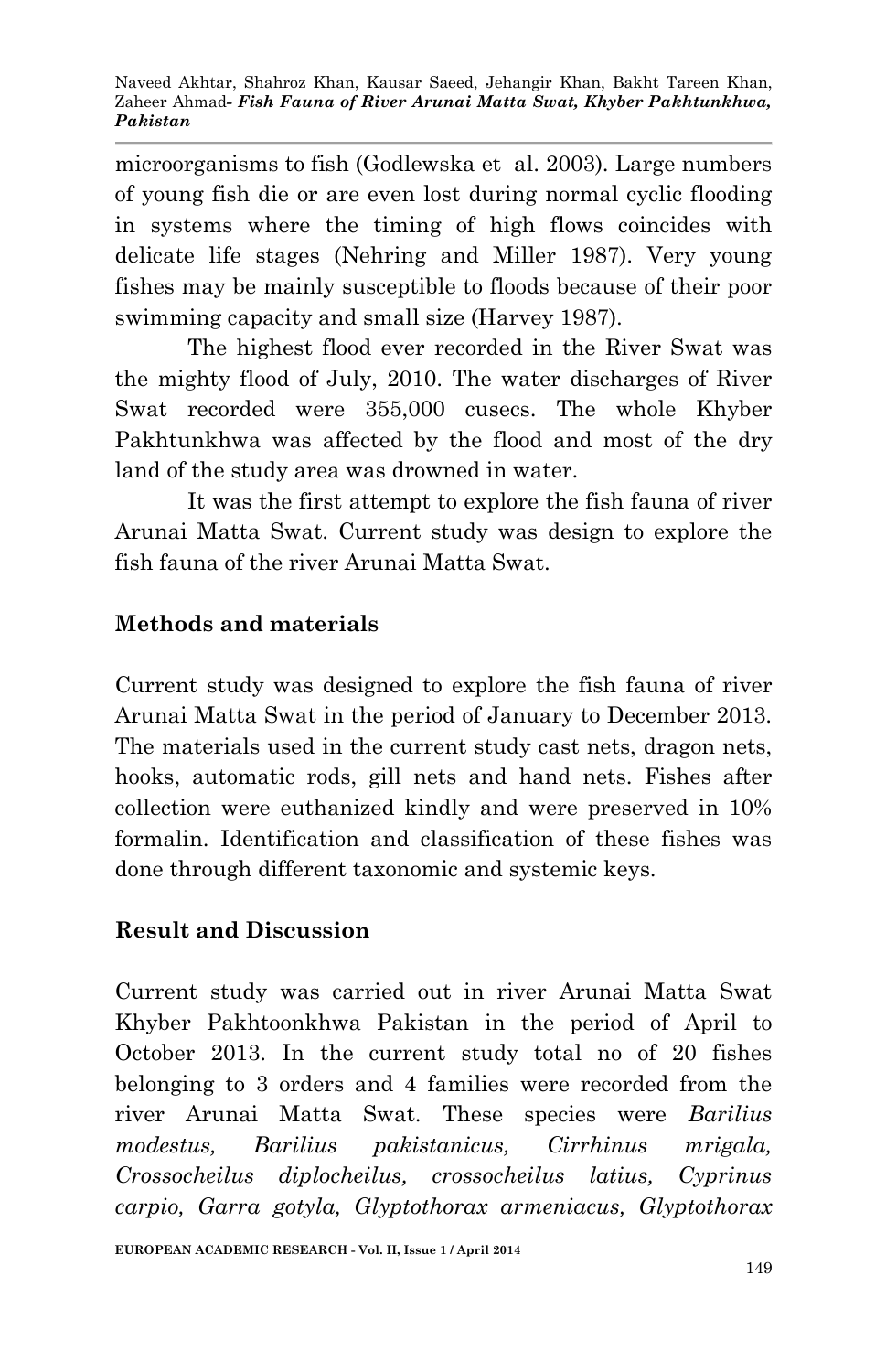microorganisms to fish (Godlewska et al. 2003). Large numbers of young fish die or are even lost during normal cyclic flooding in systems where the timing of high flows coincides with delicate life stages (Nehring and Miller 1987). Very young fishes may be mainly susceptible to floods because of their poor swimming capacity and small size (Harvey 1987).

The highest flood ever recorded in the River Swat was the mighty flood of July, 2010. The water discharges of River Swat recorded were 355,000 cusecs. The whole Khyber Pakhtunkhwa was affected by the flood and most of the dry land of the study area was drowned in water.

It was the first attempt to explore the fish fauna of river Arunai Matta Swat. Current study was design to explore the fish fauna of the river Arunai Matta Swat.

## Methods and materials

Current study was designed to explore the fish fauna of river Arunai Matta Swat in the period of January to December 2013. The materials used in the current study cast nets, dragon nets, hooks, automatic rods, gill nets and hand nets. Fishes after collection were euthanized kindly and were preserved in 10% formalin. Identification and classification of these fishes was done through different taxonomic and systemic keys.

## Result and Discussion

Current study was carried out in river Arunai Matta Swat Khyber Pakhtoonkhwa Pakistan in the period of April to October 2013. In the current study total no of 20 fishes belonging to 3 orders and 4 families were recorded from the river Arunai Matta Swat. These species were *Barilius modestus, Barilius pakistanicus, Cirrhinus mrigala, Crossocheilus diplocheilus, crossocheilus latius, Cyprinus carpio, Garra gotyla, Glyptothorax armeniacus, Glyptothorax*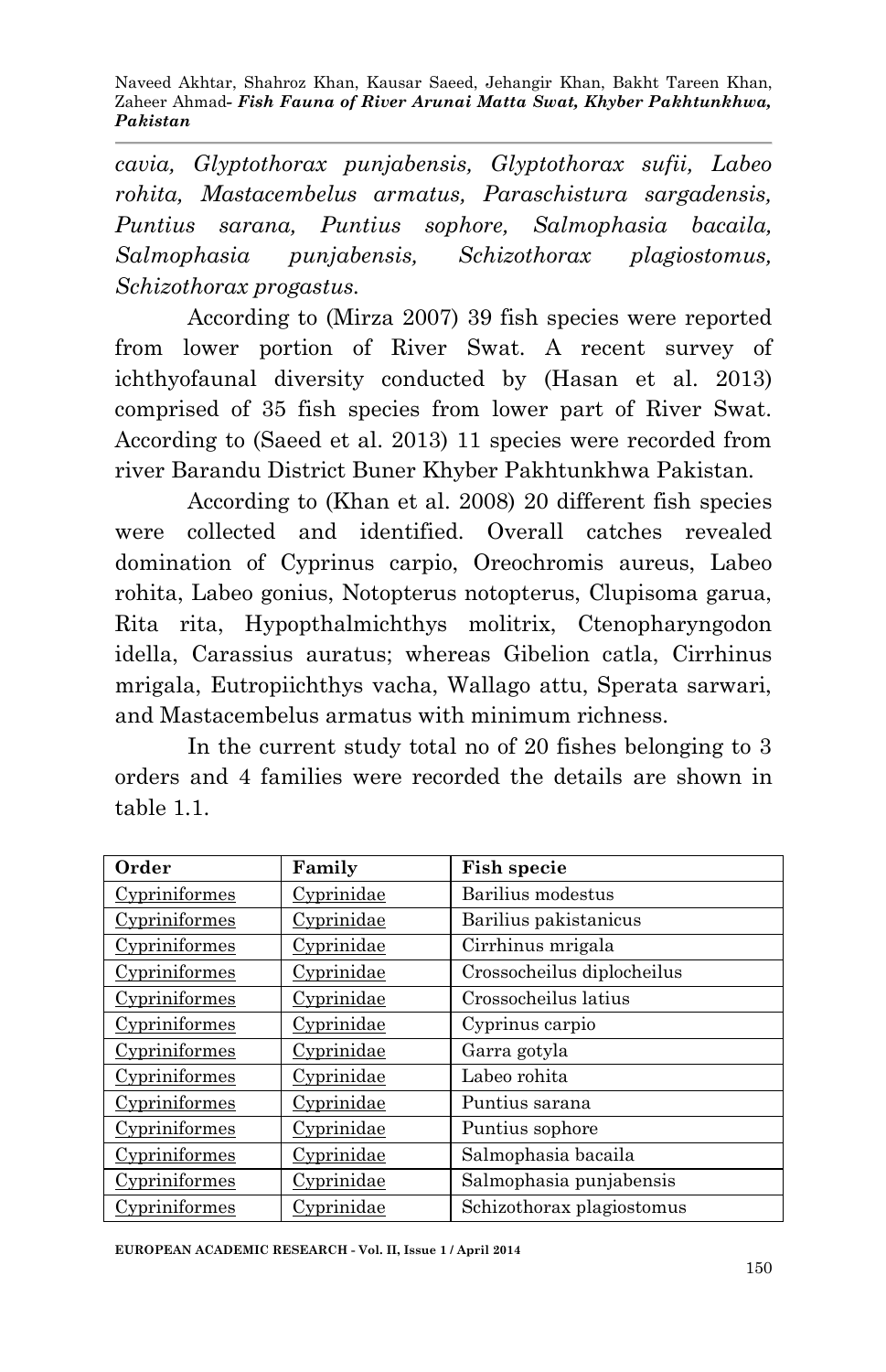*cavia, Glyptothorax punjabensis, Glyptothorax sufii, Labeo rohita, Mastacembelus armatus, Paraschistura sargadensis, Puntius sarana, Puntius sophore, Salmophasia bacaila, Salmophasia punjabensis, Schizothorax plagiostomus, Schizothorax progastus.*

According to (Mirza 2007) 39 fish species were reported from lower portion of River Swat. A recent survey of ichthyofaunal diversity conducted by (Hasan et al. 2013) comprised of 35 fish species from lower part of River Swat. According to (Saeed et al. 2013) 11 species were recorded from river Barandu District Buner Khyber Pakhtunkhwa Pakistan.

According to (Khan et al. 2008) 20 different fish species were collected and identified. Overall catches revealed domination of Cyprinus carpio, Oreochromis aureus, Labeo rohita, Labeo gonius, Notopterus notopterus, Clupisoma garua, Rita rita, Hypopthalmichthys molitrix, Ctenopharyngodon idella, Carassius auratus; whereas Gibelion catla, Cirrhinus mrigala, Eutropiichthys vacha, Wallago attu, Sperata sarwari, and Mastacembelus armatus with minimum richness.

In the current study total no of 20 fishes belonging to 3 orders and 4 families were recorded the details are shown in table 1.1.

| Order | Family | Fish specie |
|---|---|---|
| Cypriniformes | Cyprinidae | Barilius modestus |
| Cypriniformes | Cyprinidae | Barilius pakistanicus |
| Cypriniformes | Cyprinidae | Cirrhinus mrigala |
| Cypriniformes | Cyprinidae | Crossocheilus diplocheilus |
| Cypriniformes | Cyprinidae | Crossocheilus latius |
| Cypriniformes | Cyprinidae | Cyprinus carpio |
| Cypriniformes | Cyprinidae | Garra gotyla |
| Cypriniformes | Cyprinidae | Labeo rohita |
| Cypriniformes | Cyprinidae | Puntius sarana |
| Cypriniformes | Cyprinidae | Puntius sophore |
| Cypriniformes | Cyprinidae | Salmophasia bacaila |
| Cypriniformes | Cyprinidae | Salmophasia punjabensis |
| Cypriniformes | Cyprinidae | Schizothorax plagiostomus |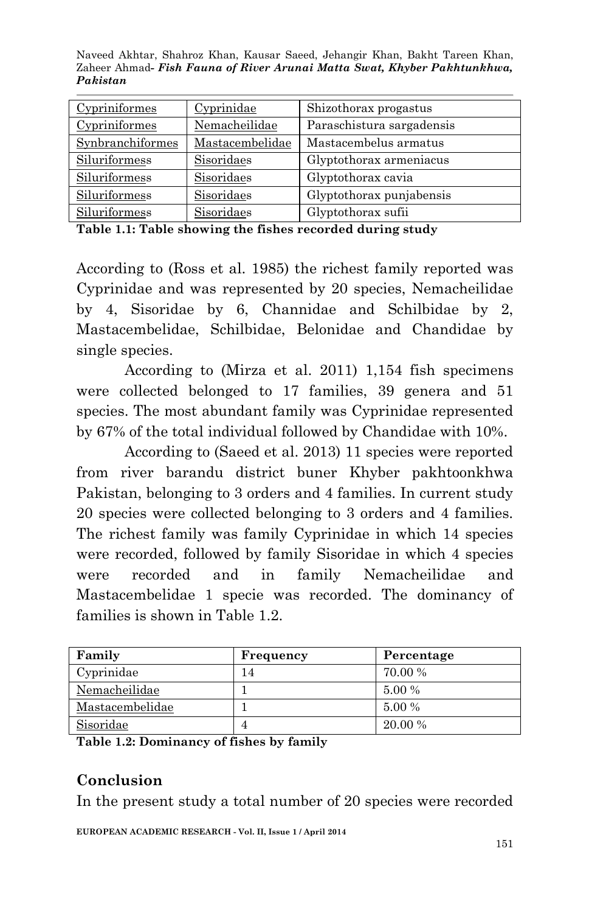| Cypriniformes | Cyprinidae | Shizothorax progastus |
|---|---|---|
| Cypriniformes | Nemacheilidae | Paraschistura sargadensis |
| Synbranchiformes | Mastacembelidae | Mastacembelus armatus |
| Siluriformess | Sisoridaes | Glyptothorax armeniacus |
| Siluriformess | Sisoridaes | Glyptothorax cavia |
| Siluriformess | Sisoridaes | Glyptothorax punjabensis |
| Siluriformess | Sisoridaes | Glyptothorax sufii |

**Table 1.1: Table showing the fishes recorded during study**

According to (Ross et al. 1985) the richest family reported was Cyprinidae and was represented by 20 species, Nemacheilidae by 4, Sisoridae by 6, Channidae and Schilbidae by 2, Mastacembelidae, Schilbidae, Belonidae and Chandidae by single species.

According to (Mirza et al. 2011) 1,154 fish specimens were collected belonged to 17 families, 39 genera and 51 species. The most abundant family was Cyprinidae represented by 67% of the total individual followed by Chandidae with 10%.

According to (Saeed et al. 2013) 11 species were reported from river barandu district buner Khyber pakhtoonkhwa Pakistan, belonging to 3 orders and 4 families. In current study 20 species were collected belonging to 3 orders and 4 families. The richest family was family Cyprinidae in which 14 species were recorded, followed by family Sisoridae in which 4 species were recorded and in family Nemacheilidae and Mastacembelidae 1 specie was recorded. The dominancy of families is shown in Table 1.2.

| Family | Frequency | Percentage |
|---|---|---|
| Cyprinidae | 14 | 70.00 % |
| Nemacheilidae | 1 | 5.00 % |
| Mastacembelidae | 1 | 5.00 % |
| Sisoridae | 4 | 20.00 % |

**Table 1.2: Dominancy of fishes by family**

## Conclusion

In the present study a total number of 20 species were recorded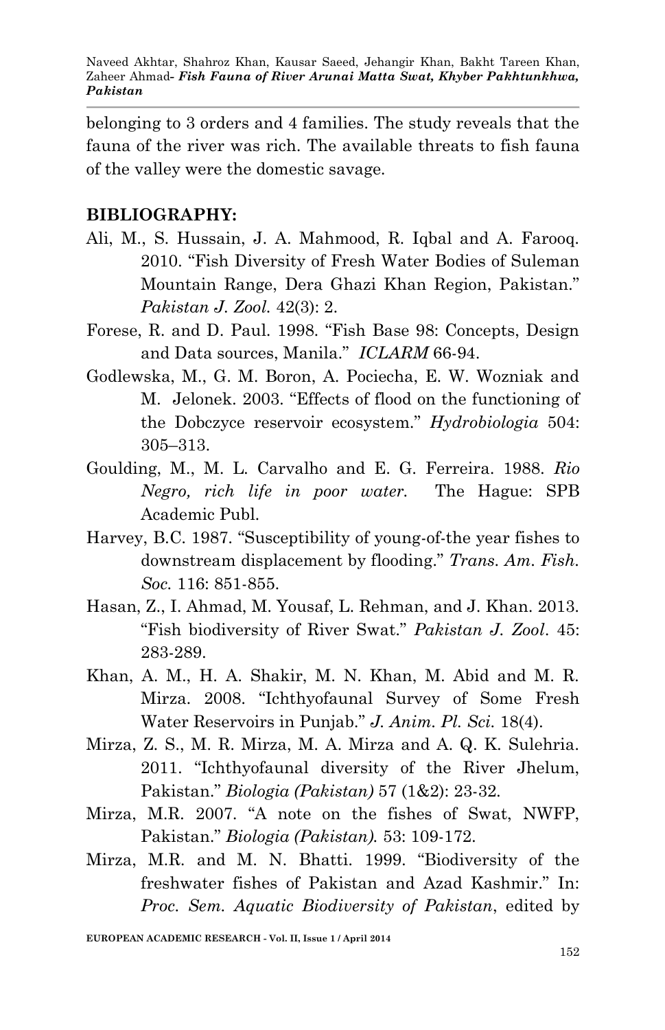belonging to 3 orders and 4 families. The study reveals that the fauna of the river was rich. The available threats to fish fauna of the valley were the domestic savage.

## BIBLIOGRAPHY:

Ali, M., S. Hussain, J. A. Mahmood, R. Iqbal and A. Farooq. 2010. "Fish Diversity of Fresh Water Bodies of Suleman Mountain Range, Dera Ghazi Khan Region, Pakistan." *Pakistan J. Zool.* 42(3): 2.

Forese, R. and D. Paul. 1998. "Fish Base 98: Concepts, Design and Data sources, Manila." *ICLARM* 66-94.

Godlewska, M., G. M. Boron, A. Pociecha, E. W. Wozniak and M. Jelonek. 2003. "Effects of flood on the functioning of the Dobczyce reservoir ecosystem." *Hydrobiologia* 504: 305–313.

Goulding, M., M. L. Carvalho and E. G. Ferreira. 1988. *Rio Negro, rich life in poor water.* The Hague: SPB Academic Publ.

Harvey, B.C. 1987. "Susceptibility of young-of-the year fishes to downstream displacement by flooding." *Trans. Am. Fish. Soc.* 116: 851-855.

Hasan, Z., I. Ahmad, M. Yousaf, L. Rehman, and J. Khan. 2013. "Fish biodiversity of River Swat." *Pakistan J. Zool*. 45: 283-289.

Khan, A. M., H. A. Shakir, M. N. Khan, M. Abid and M. R. Mirza. 2008. "Ichthyofaunal Survey of Some Fresh Water Reservoirs in Punjab." *J. Anim. Pl. Sci.* 18(4).

Mirza, Z. S., M. R. Mirza, M. A. Mirza and A. Q. K. Sulehria. 2011. "Ichthyofaunal diversity of the River Jhelum, Pakistan." *Biologia (Pakistan)* 57 (1&2): 23-32.

Mirza, M.R. 2007. "A note on the fishes of Swat, NWFP, Pakistan." *Biologia (Pakistan).* 53: 109-172.

Mirza, M.R. and M. N. Bhatti. 1999. "Biodiversity of the freshwater fishes of Pakistan and Azad Kashmir." In: *Proc. Sem. Aquatic Biodiversity of Pakistan*, edited by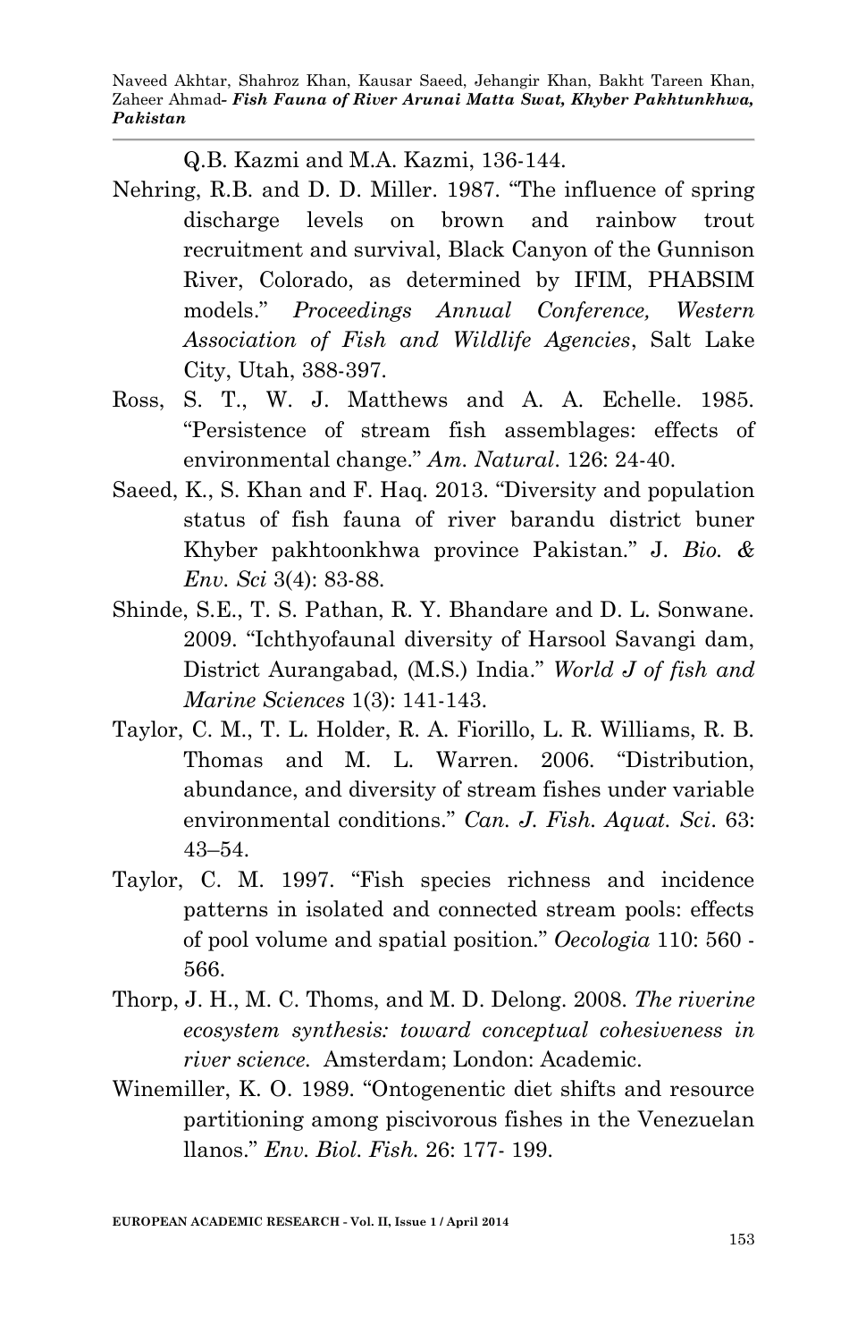Q.B. Kazmi and M.A. Kazmi, 136-144.

Nehring, R.B. and D. D. Miller. 1987. "The influence of spring discharge levels on brown and rainbow trout recruitment and survival, Black Canyon of the Gunnison River, Colorado, as determined by IFIM, PHABSIM models." *Proceedings Annual Conference, Western Association of Fish and Wildlife Agencies*, Salt Lake City, Utah, 388-397.

Ross, S. T., W. J. Matthews and A. A. Echelle. 1985. "Persistence of stream fish assemblages: effects of environmental change." *Am. Natural*. 126: 24-40.

Saeed, K., S. Khan and F. Haq. 2013. "Diversity and population status of fish fauna of river barandu district buner Khyber pakhtoonkhwa province Pakistan." J. *Bio. & Env. Sci* 3(4): 83-88.

Shinde, S.E., T. S. Pathan, R. Y. Bhandare and D. L. Sonwane. 2009. "Ichthyofaunal diversity of Harsool Savangi dam, District Aurangabad, (M.S.) India." *World J of fish and Marine Sciences* 1(3): 141-143.

Taylor, C. M., T. L. Holder, R. A. Fiorillo, L. R. Williams, R. B. Thomas and M. L. Warren. 2006. "Distribution, abundance, and diversity of stream fishes under variable environmental conditions." *Can. J. Fish. Aquat. Sci*. 63: 43–54.

Taylor, C. M. 1997. "Fish species richness and incidence patterns in isolated and connected stream pools: effects of pool volume and spatial position." *Oecologia* 110: 560 - 566.

Thorp, J. H., M. C. Thoms, and M. D. Delong. 2008. *The riverine ecosystem synthesis: toward conceptual cohesiveness in river science.* Amsterdam; London: Academic.

Winemiller, K. O. 1989. "Ontogenentic diet shifts and resource partitioning among piscivorous fishes in the Venezuelan llanos." *Env. Biol. Fish.* 26: 177- 199.